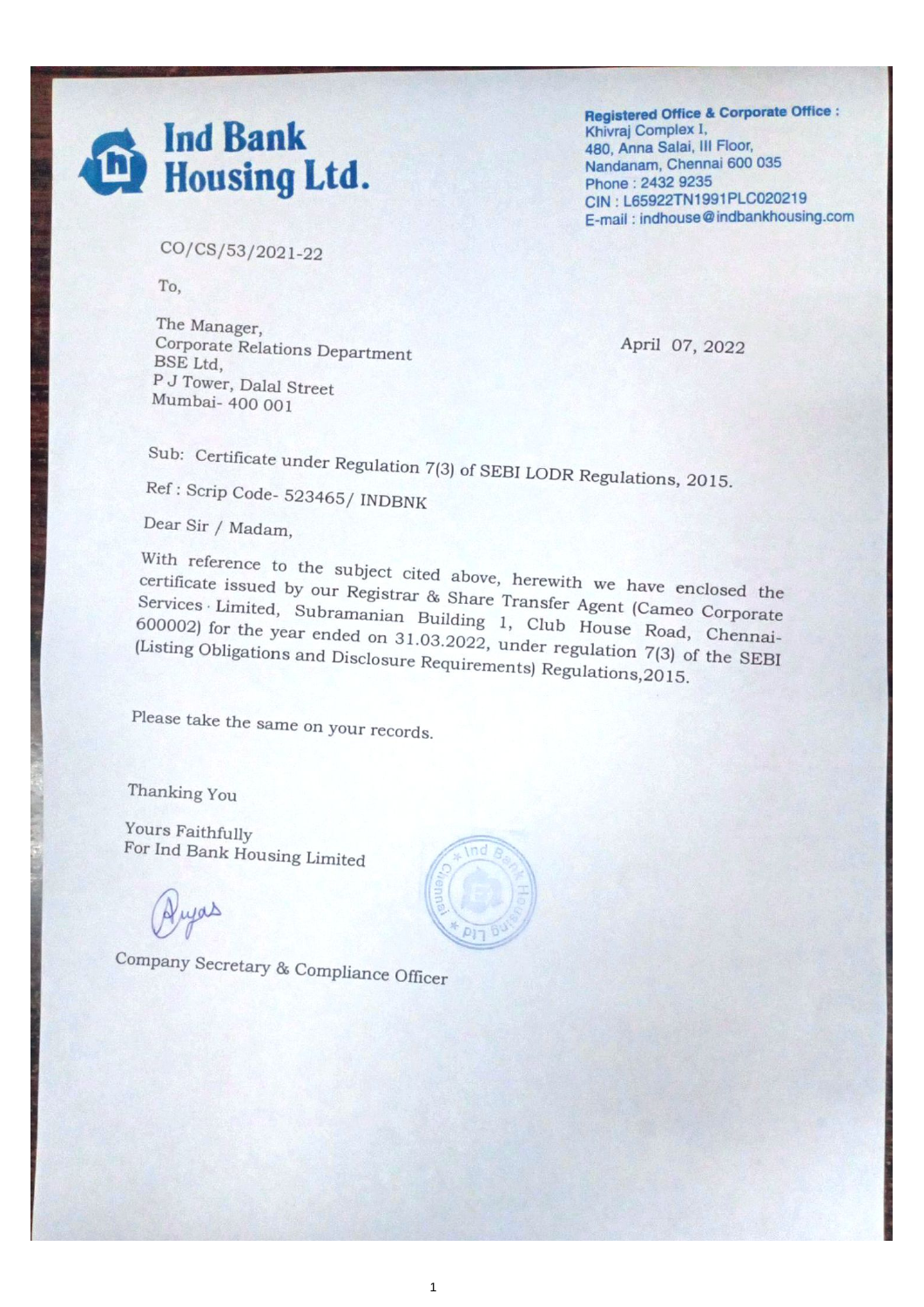# Ind Bank Housing Ltd.

**Registered Office & Corporate Office :**
Khivraj Complex I,
480, Anna Salai, III Floor,
Nandanam, Chennai 600 035
Phone : 2432 9235
CIN : L65922TN1991PLC020219
E-mail : indhouse@indbankhousing.com

CO/CS/53/2021-22

To,

The Manager,
Corporate Relations Department
BSE Ltd,
P J Tower, Dalal Street
Mumbai- 400 001

April 07, 2022

Sub: Certificate under Regulation 7(3) of SEBI LODR Regulations, 2015.

Ref : Scrip Code- 523465/ INDBNK

Dear Sir / Madam,

With reference to the subject cited above, herewith we have enclosed the certificate issued by our Registrar & Share Transfer Agent (Cameo Corporate Services Limited, Subramanian Building 1, Club House Road, Chennai-600002) for the year ended on 31.03.2022, under regulation 7(3) of the SEBI (Listing Obligations and Disclosure Requirements) Regulations,2015.

Please take the same on your records.

Thanking You

Yours Faithfully
For Ind Bank Housing Limited

Company Secretary & Compliance Officer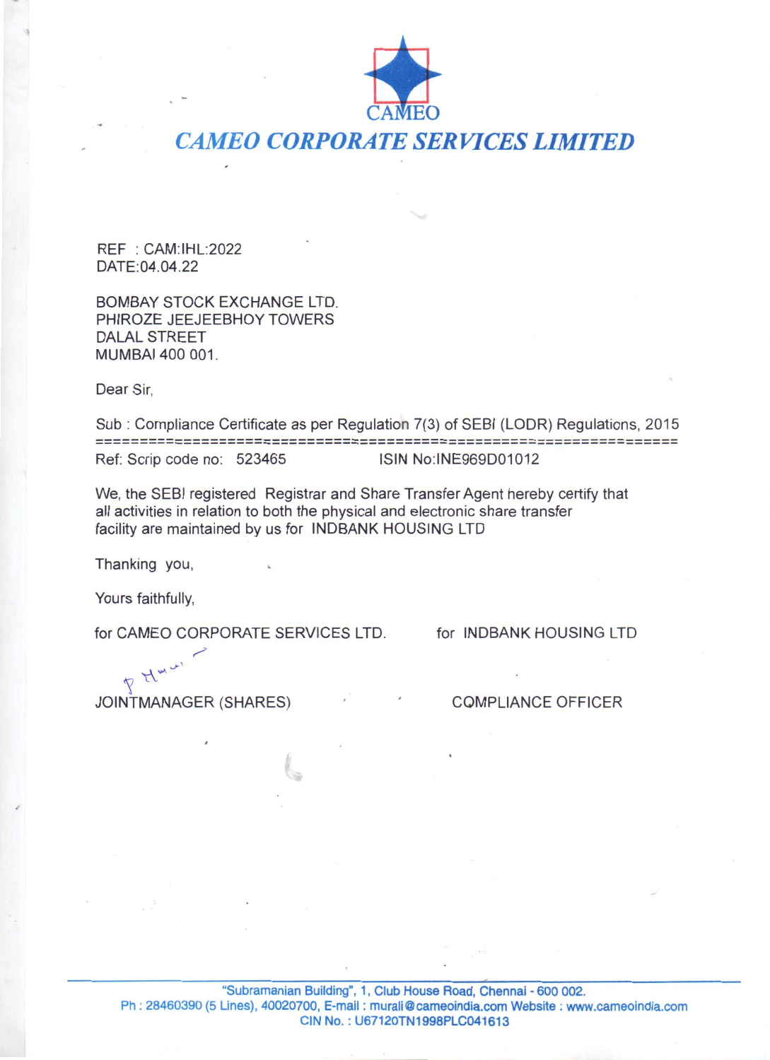CAMEO

# CAMEO CORPORATE SERVICES LIMITED

REF : CAM:IHL:2022
DATE:04.04.22

BOMBAY STOCK EXCHANGE LTD.
PHIROZE JEEJEEBHOY TOWERS
DALAL STREET
MUMBAI 400 001.

Dear Sir,

Sub : Compliance Certificate as per Regulation 7(3) of SEBI (LODR) Regulations, 2015

Ref: Scrip code no: 523465 ISIN No:INE969D01012

We, the SEBI registered Registrar and Share Transfer Agent hereby certify that all activities in relation to both the physical and electronic share transfer facility are maintained by us for INDBANK HOUSING LTD

Thanking you,

Yours faithfully,

for CAMEO CORPORATE SERVICES LTD.

JOINTMANAGER (SHARES)

for INDBANK HOUSING LTD

COMPLIANCE OFFICER

"Subramanian Building", 1, Club House Road, Chennai - 600 002.
Ph : 28460390 (5 Lines), 40020700, E-mail : murali@cameoindia.com Website : www.cameoindia.com
CIN No. : U67120TN1998PLC041613